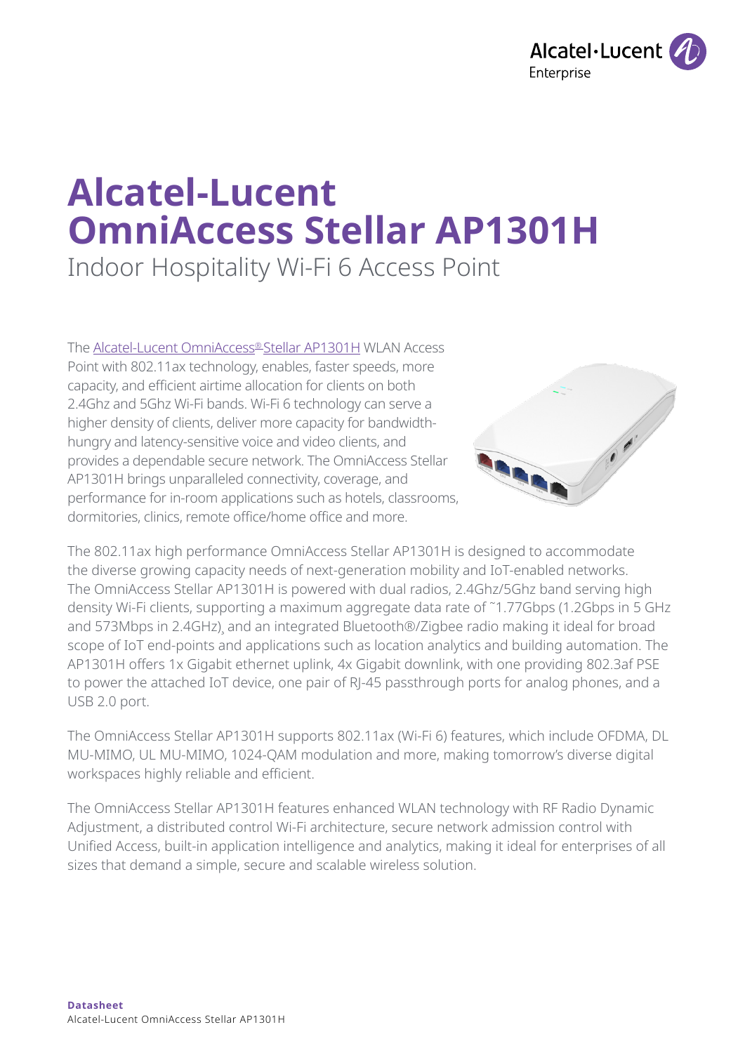# Alcatel-Lucent OmniAccess Stellar AP1301H

## Indoor Hospitality Wi-Fi 6 Access Point

The Alcatel-Lucent OmniAccess® Stellar AP1301H WLAN Access Point with 802.11ax technology, enables, faster speeds, more capacity, and efficient airtime allocation for clients on both 2.4Ghz and 5Ghz Wi-Fi bands. Wi-Fi 6 technology can serve a higher density of clients, deliver more capacity for bandwidth-hungry and latency-sensitive voice and video clients, and provides a dependable secure network. The OmniAccess Stellar AP1301H brings unparalleled connectivity, coverage, and performance for in-room applications such as hotels, classrooms, dormitories, clinics, remote office/home office and more.

The 802.11ax high performance OmniAccess Stellar AP1301H is designed to accommodate the diverse growing capacity needs of next-generation mobility and IoT-enabled networks. The OmniAccess Stellar AP1301H is powered with dual radios, 2.4Ghz/5Ghz band serving high density Wi-Fi clients, supporting a maximum aggregate data rate of ˜1.77Gbps (1.2Gbps in 5 GHz and 573Mbps in 2.4GHz), and an integrated Bluetooth®/Zigbee radio making it ideal for broad scope of IoT end-points and applications such as location analytics and building automation. The AP1301H offers 1x Gigabit ethernet uplink, 4x Gigabit downlink, with one providing 802.3af PSE to power the attached IoT device, one pair of RJ-45 passthrough ports for analog phones, and a USB 2.0 port.

The OmniAccess Stellar AP1301H supports 802.11ax (Wi-Fi 6) features, which include OFDMA, DL MU-MIMO, UL MU-MIMO, 1024-QAM modulation and more, making tomorrow's diverse digital workspaces highly reliable and efficient.

The OmniAccess Stellar AP1301H features enhanced WLAN technology with RF Radio Dynamic Adjustment, a distributed control Wi-Fi architecture, secure network admission control with Unified Access, built-in application intelligence and analytics, making it ideal for enterprises of all sizes that demand a simple, secure and scalable wireless solution.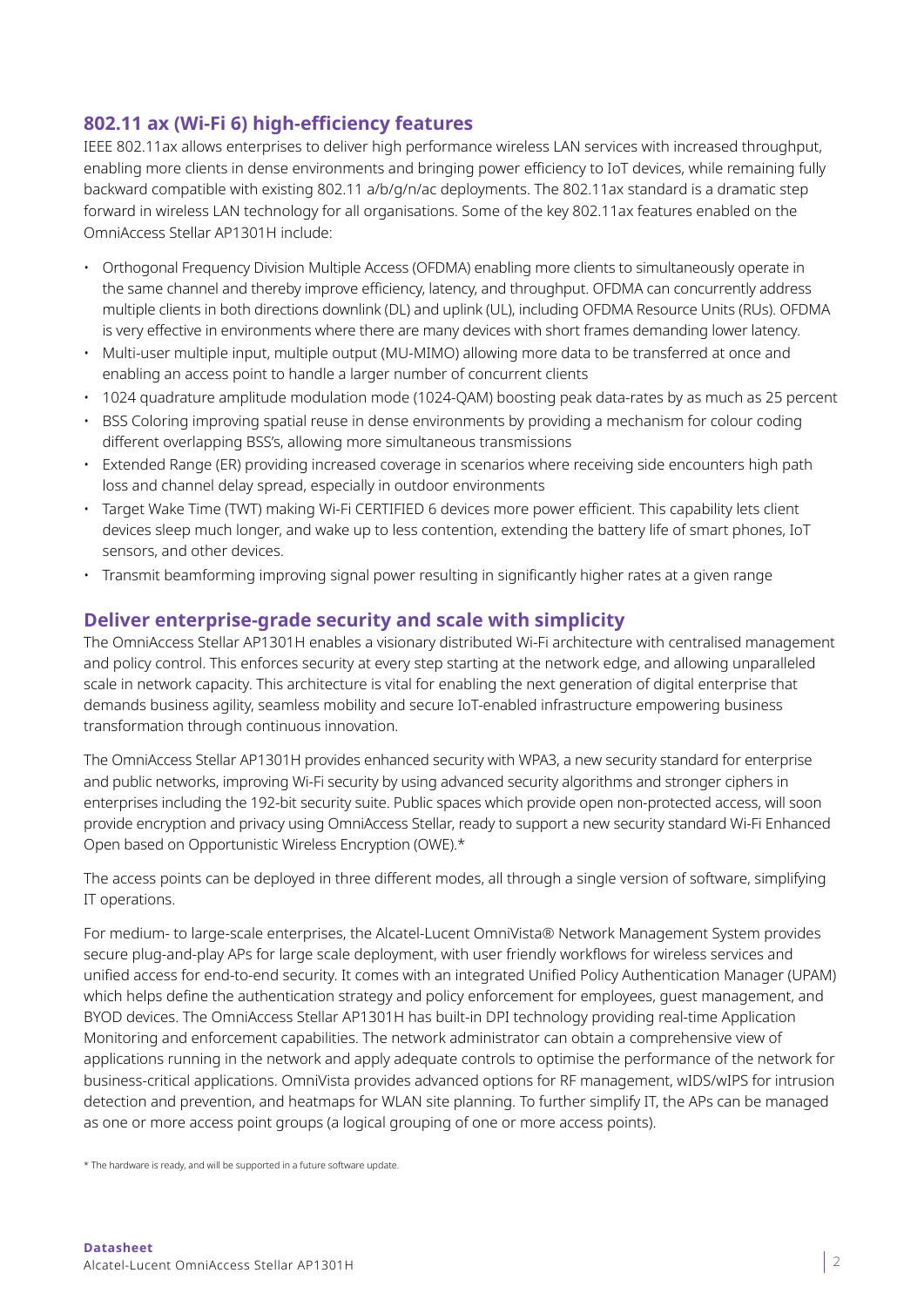## 802.11 ax (Wi-Fi 6) high-efficiency features

IEEE 802.11ax allows enterprises to deliver high performance wireless LAN services with increased throughput, enabling more clients in dense environments and bringing power efficiency to IoT devices, while remaining fully backward compatible with existing 802.11 a/b/g/n/ac deployments. The 802.11ax standard is a dramatic step forward in wireless LAN technology for all organisations. Some of the key 802.11ax features enabled on the OmniAccess Stellar AP1301H include:

- Orthogonal Frequency Division Multiple Access (OFDMA) enabling more clients to simultaneously operate in the same channel and thereby improve efficiency, latency, and throughput. OFDMA can concurrently address multiple clients in both directions downlink (DL) and uplink (UL), including OFDMA Resource Units (RUs). OFDMA is very effective in environments where there are many devices with short frames demanding lower latency.
- Multi-user multiple input, multiple output (MU-MIMO) allowing more data to be transferred at once and enabling an access point to handle a larger number of concurrent clients
- 1024 quadrature amplitude modulation mode (1024-QAM) boosting peak data-rates by as much as 25 percent
- BSS Coloring improving spatial reuse in dense environments by providing a mechanism for colour coding different overlapping BSS's, allowing more simultaneous transmissions
- Extended Range (ER) providing increased coverage in scenarios where receiving side encounters high path loss and channel delay spread, especially in outdoor environments
- Target Wake Time (TWT) making Wi-Fi CERTIFIED 6 devices more power efficient. This capability lets client devices sleep much longer, and wake up to less contention, extending the battery life of smart phones, IoT sensors, and other devices.
- Transmit beamforming improving signal power resulting in significantly higher rates at a given range

## Deliver enterprise-grade security and scale with simplicity

The OmniAccess Stellar AP1301H enables a visionary distributed Wi-Fi architecture with centralised management and policy control. This enforces security at every step starting at the network edge, and allowing unparalleled scale in network capacity. This architecture is vital for enabling the next generation of digital enterprise that demands business agility, seamless mobility and secure IoT-enabled infrastructure empowering business transformation through continuous innovation.

The OmniAccess Stellar AP1301H provides enhanced security with WPA3, a new security standard for enterprise and public networks, improving Wi-Fi security by using advanced security algorithms and stronger ciphers in enterprises including the 192-bit security suite. Public spaces which provide open non-protected access, will soon provide encryption and privacy using OmniAccess Stellar, ready to support a new security standard Wi-Fi Enhanced Open based on Opportunistic Wireless Encryption (OWE).*

The access points can be deployed in three different modes, all through a single version of software, simplifying IT operations.

For medium- to large-scale enterprises, the Alcatel-Lucent OmniVista® Network Management System provides secure plug-and-play APs for large scale deployment, with user friendly workflows for wireless services and unified access for end-to-end security. It comes with an integrated Unified Policy Authentication Manager (UPAM) which helps define the authentication strategy and policy enforcement for employees, guest management, and BYOD devices. The OmniAccess Stellar AP1301H has built-in DPI technology providing real-time Application Monitoring and enforcement capabilities. The network administrator can obtain a comprehensive view of applications running in the network and apply adequate controls to optimise the performance of the network for business-critical applications. OmniVista provides advanced options for RF management, wIDS/wIPS for intrusion detection and prevention, and heatmaps for WLAN site planning. To further simplify IT, the APs can be managed as one or more access point groups (a logical grouping of one or more access points).

* The hardware is ready, and will be supported in a future software update.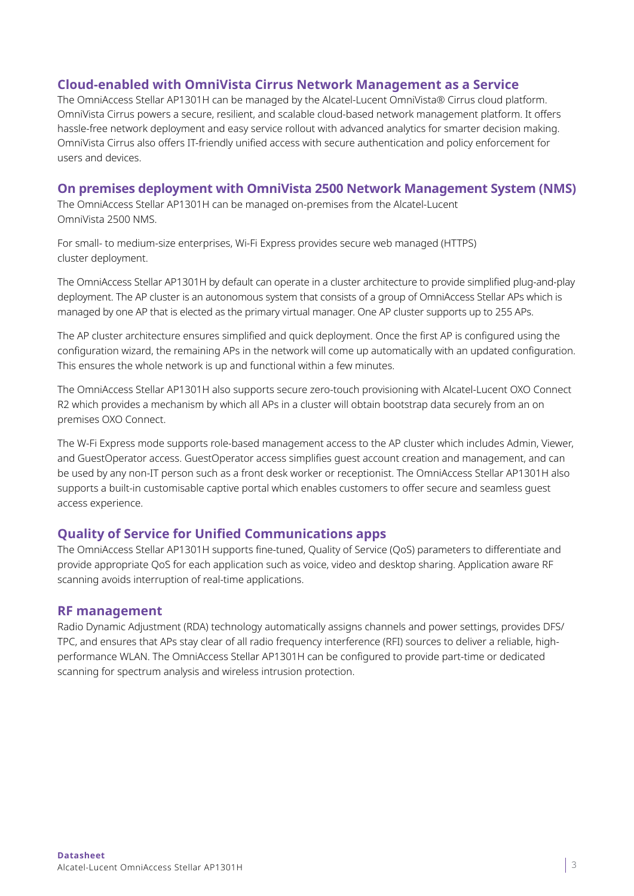## Cloud-enabled with OmniVista Cirrus Network Management as a Service

The OmniAccess Stellar AP1301H can be managed by the Alcatel-Lucent OmniVista® Cirrus cloud platform. OmniVista Cirrus powers a secure, resilient, and scalable cloud-based network management platform. It offers hassle-free network deployment and easy service rollout with advanced analytics for smarter decision making. OmniVista Cirrus also offers IT-friendly unified access with secure authentication and policy enforcement for users and devices.

## On premises deployment with OmniVista 2500 Network Management System (NMS)

The OmniAccess Stellar AP1301H can be managed on-premises from the Alcatel-Lucent OmniVista 2500 NMS.

For small- to medium-size enterprises, Wi-Fi Express provides secure web managed (HTTPS) cluster deployment.

The OmniAccess Stellar AP1301H by default can operate in a cluster architecture to provide simplified plug-and-play deployment. The AP cluster is an autonomous system that consists of a group of OmniAccess Stellar APs which is managed by one AP that is elected as the primary virtual manager. One AP cluster supports up to 255 APs.

The AP cluster architecture ensures simplified and quick deployment. Once the first AP is configured using the configuration wizard, the remaining APs in the network will come up automatically with an updated configuration. This ensures the whole network is up and functional within a few minutes.

The OmniAccess Stellar AP1301H also supports secure zero-touch provisioning with Alcatel-Lucent OXO Connect R2 which provides a mechanism by which all APs in a cluster will obtain bootstrap data securely from an on premises OXO Connect.

The W-Fi Express mode supports role-based management access to the AP cluster which includes Admin, Viewer, and GuestOperator access. GuestOperator access simplifies guest account creation and management, and can be used by any non-IT person such as a front desk worker or receptionist. The OmniAccess Stellar AP1301H also supports a built-in customisable captive portal which enables customers to offer secure and seamless guest access experience.

## Quality of Service for Unified Communications apps

The OmniAccess Stellar AP1301H supports fine-tuned, Quality of Service (QoS) parameters to differentiate and provide appropriate QoS for each application such as voice, video and desktop sharing. Application aware RF scanning avoids interruption of real-time applications.

## RF management

Radio Dynamic Adjustment (RDA) technology automatically assigns channels and power settings, provides DFS/TPC, and ensures that APs stay clear of all radio frequency interference (RFI) sources to deliver a reliable, high-performance WLAN. The OmniAccess Stellar AP1301H can be configured to provide part-time or dedicated scanning for spectrum analysis and wireless intrusion protection.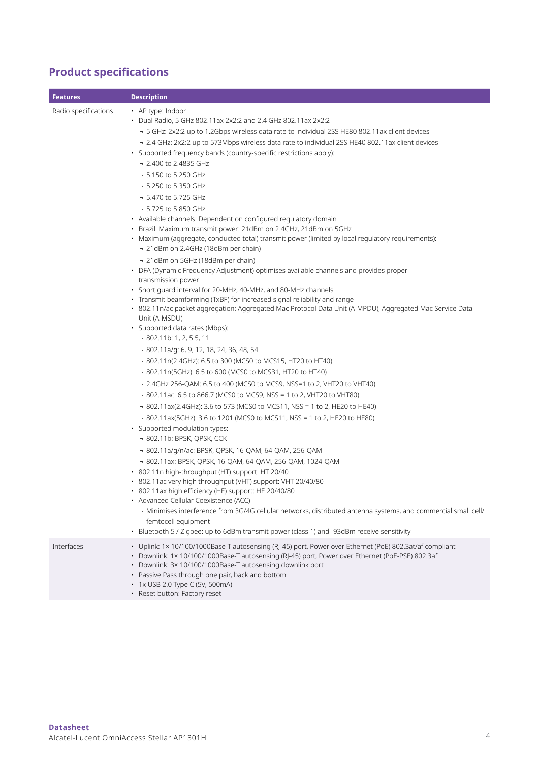## Product specifications

| Features | Description |
|---|---|
| Radio specifications | • AP type: Indoor<br>• Dual Radio, 5 GHz 802.11ax 2x2:2 and 2.4 GHz 802.11ax 2x2:2<br>  ¬ 5 GHz: 2x2:2 up to 1.2Gbps wireless data rate to individual 2SS HE80 802.11ax client devices<br>  ¬ 2.4 GHz: 2x2:2 up to 573Mbps wireless data rate to individual 2SS HE40 802.11ax client devices<br>• Supported frequency bands (country-specific restrictions apply):<br>  ¬ 2.400 to 2.4835 GHz<br>  ¬ 5.150 to 5.250 GHz<br>  ¬ 5.250 to 5.350 GHz<br>  ¬ 5.470 to 5.725 GHz<br>  ¬ 5.725 to 5.850 GHz<br>• Available channels: Dependent on configured regulatory domain<br>• Brazil: Maximum transmit power: 21dBm on 2.4GHz, 21dBm on 5GHz<br>• Maximum (aggregate, conducted total) transmit power (limited by local regulatory requirements):<br>  ¬ 21dBm on 2.4GHz (18dBm per chain)<br>  ¬ 21dBm on 5GHz (18dBm per chain)<br>• DFA (Dynamic Frequency Adjustment) optimises available channels and provides proper transmission power<br>• Short guard interval for 20-MHz, 40-MHz, and 80-MHz channels<br>• Transmit beamforming (TxBF) for increased signal reliability and range<br>• 802.11n/ac packet aggregation: Aggregated Mac Protocol Data Unit (A-MPDU), Aggregated Mac Service Data Unit (A-MSDU)<br>• Supported data rates (Mbps):<br>  ¬ 802.11b: 1, 2, 5.5, 11<br>  ¬ 802.11a/g: 6, 9, 12, 18, 24, 36, 48, 54<br>  ¬ 802.11n(2.4GHz): 6.5 to 300 (MCS0 to MCS15, HT20 to HT40)<br>  ¬ 802.11n(5GHz): 6.5 to 600 (MCS0 to MCS31, HT20 to HT40)<br>  ¬ 2.4GHz 256-QAM: 6.5 to 400 (MCS0 to MCS9, NSS=1 to 2, VHT20 to VHT40)<br>  ¬ 802.11ac: 6.5 to 866.7 (MCS0 to MCS9, NSS = 1 to 2, VHT20 to VHT80)<br>  ¬ 802.11ax(2.4GHz): 3.6 to 573 (MCS0 to MCS11, NSS = 1 to 2, HE20 to HE40)<br>  ¬ 802.11ax(5GHz): 3.6 to 1201 (MCS0 to MCS11, NSS = 1 to 2, HE20 to HE80)<br>• Supported modulation types:<br>  ¬ 802.11b: BPSK, QPSK, CCK<br>  ¬ 802.11a/g/n/ac: BPSK, QPSK, 16-QAM, 64-QAM, 256-QAM<br>  ¬ 802.11ax: BPSK, QPSK, 16-QAM, 64-QAM, 256-QAM, 1024-QAM<br>• 802.11n high-throughput (HT) support: HT 20/40<br>• 802.11ac very high throughput (VHT) support: VHT 20/40/80<br>• 802.11ax high efficiency (HE) support: HE 20/40/80<br>• Advanced Cellular Coexistence (ACC)<br>  ¬ Minimises interference from 3G/4G cellular networks, distributed antenna systems, and commercial small cell/femtocell equipment<br>• Bluetooth 5 / Zigbee: up to 6dBm transmit power (class 1) and -93dBm receive sensitivity |
| Interfaces | • Uplink: 1× 10/100/1000Base-T autosensing (RJ-45) port, Power over Ethernet (PoE) 802.3at/af compliant<br>• Downlink: 1× 10/100/1000Base-T autosensing (RJ-45) port, Power over Ethernet (PoE-PSE) 802.3af<br>• Downlink: 3× 10/100/1000Base-T autosensing downlink port<br>• Passive Pass through one pair, back and bottom<br>• 1x USB 2.0 Type C (5V, 500mA)<br>• Reset button: Factory reset |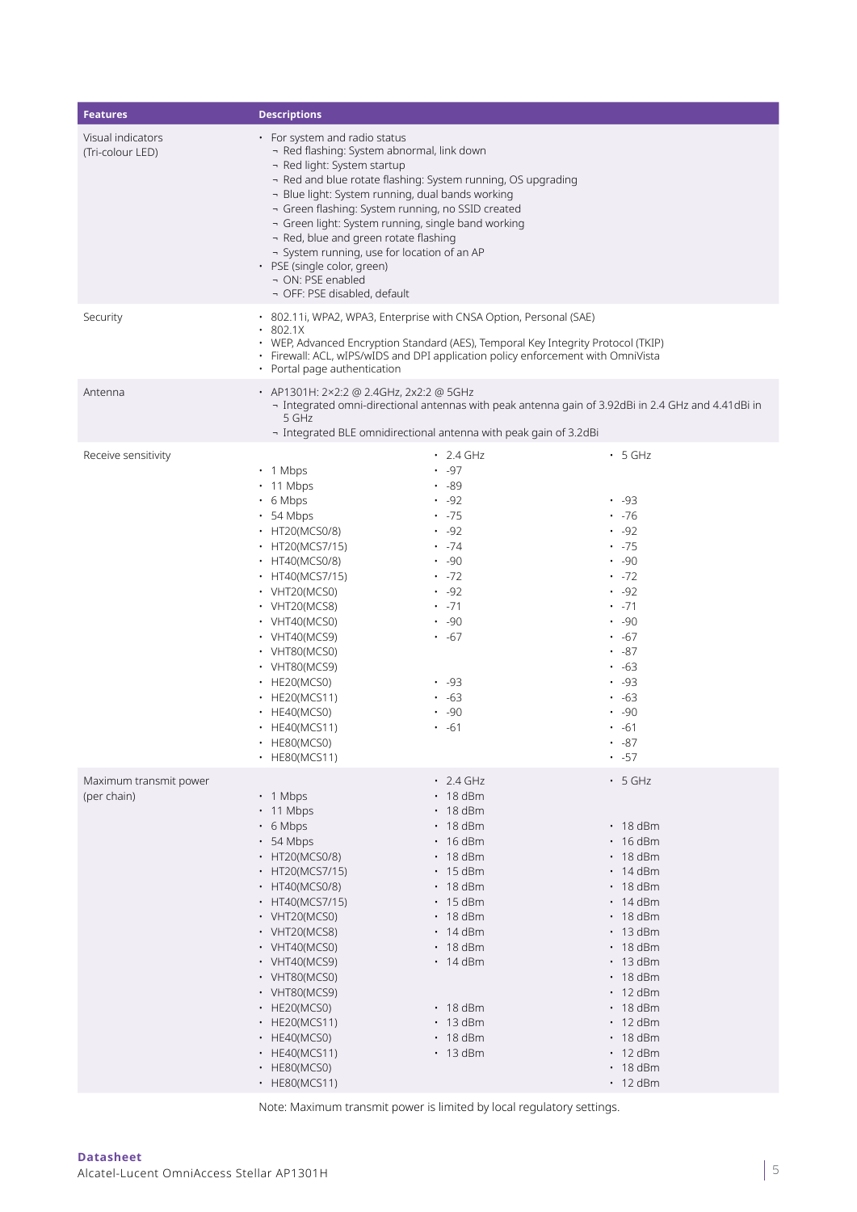| Features | Descriptions | | |
|---|---|---|---|
| Visual indicators (Tri-colour LED) | • For system and radio status<br>¬ Red flashing: System abnormal, link down<br>¬ Red light: System startup<br>¬ Red and blue rotate flashing: System running, OS upgrading<br>¬ Blue light: System running, dual bands working<br>¬ Green flashing: System running, no SSID created<br>¬ Green light: System running, single band working<br>¬ Red, blue and green rotate flashing<br>¬ System running, use for location of an AP<br>• PSE (single color, green)<br>¬ ON: PSE enabled<br>¬ OFF: PSE disabled, default | | |
| Security | • 802.11i, WPA2, WPA3, Enterprise with CNSA Option, Personal (SAE)<br>• 802.1X<br>• WEP, Advanced Encryption Standard (AES), Temporal Key Integrity Protocol (TKIP)<br>• Firewall: ACL, wIPS/wIDS and DPI application policy enforcement with OmniVista<br>• Portal page authentication | | |
| Antenna | • AP1301H: 2×2:2 @ 2.4GHz, 2x2:2 @ 5GHz<br>¬ Integrated omni-directional antennas with peak antenna gain of 3.92dBi in 2.4 GHz and 4.41dBi in 5 GHz<br>¬ Integrated BLE omnidirectional antenna with peak gain of 3.2dBi | | |
| Receive sensitivity | | • 2.4 GHz | • 5 GHz |
| | • 1 Mbps | • -97 | |
| | • 11 Mbps | • -89 | |
| | • 6 Mbps | • -92 | • -93 |
| | • 54 Mbps | • -75 | • -76 |
| | • HT20(MCS0/8) | • -92 | • -92 |
| | • HT20(MCS7/15) | • -74 | • -75 |
| | • HT40(MCS0/8) | • -90 | • -90 |
| | • HT40(MCS7/15) | • -72 | • -72 |
| | • VHT20(MCS0) | • -92 | • -92 |
| | • VHT20(MCS8) | • -71 | • -71 |
| | • VHT40(MCS0) | • -90 | • -90 |
| | • VHT40(MCS9) | • -67 | • -67 |
| | • VHT80(MCS0) | | • -87 |
| | • VHT80(MCS9) | | • -63 |
| | • HE20(MCS0) | • -93 | • -93 |
| | • HE20(MCS11) | • -63 | • -63 |
| | • HE40(MCS0) | • -90 | • -90 |
| | • HE40(MCS11) | • -61 | • -61 |
| | • HE80(MCS0) | | • -87 |
| | • HE80(MCS11) | | • -57 |
| Maximum transmit power (per chain) | | • 2.4 GHz | • 5 GHz |
| | • 1 Mbps | • 18 dBm | |
| | • 11 Mbps | • 18 dBm | |
| | • 6 Mbps | • 18 dBm | • 18 dBm |
| | • 54 Mbps | • 16 dBm | • 16 dBm |
| | • HT20(MCS0/8) | • 18 dBm | • 18 dBm |
| | • HT20(MCS7/15) | • 15 dBm | • 14 dBm |
| | • HT40(MCS0/8) | • 18 dBm | • 18 dBm |
| | • HT40(MCS7/15) | • 15 dBm | • 14 dBm |
| | • VHT20(MCS0) | • 18 dBm | • 18 dBm |
| | • VHT20(MCS8) | • 14 dBm | • 13 dBm |
| | • VHT40(MCS0) | • 18 dBm | • 18 dBm |
| | • VHT40(MCS9) | • 14 dBm | • 13 dBm |
| | • VHT80(MCS0) | | • 18 dBm |
| | • VHT80(MCS9) | | • 12 dBm |
| | • HE20(MCS0) | • 18 dBm | • 18 dBm |
| | • HE20(MCS11) | • 13 dBm | • 12 dBm |
| | • HE40(MCS0) | • 18 dBm | • 18 dBm |
| | • HE40(MCS11) | • 13 dBm | • 12 dBm |
| | • HE80(MCS0) | | • 18 dBm |
| | • HE80(MCS11) | | • 12 dBm |

Note: Maximum transmit power is limited by local regulatory settings.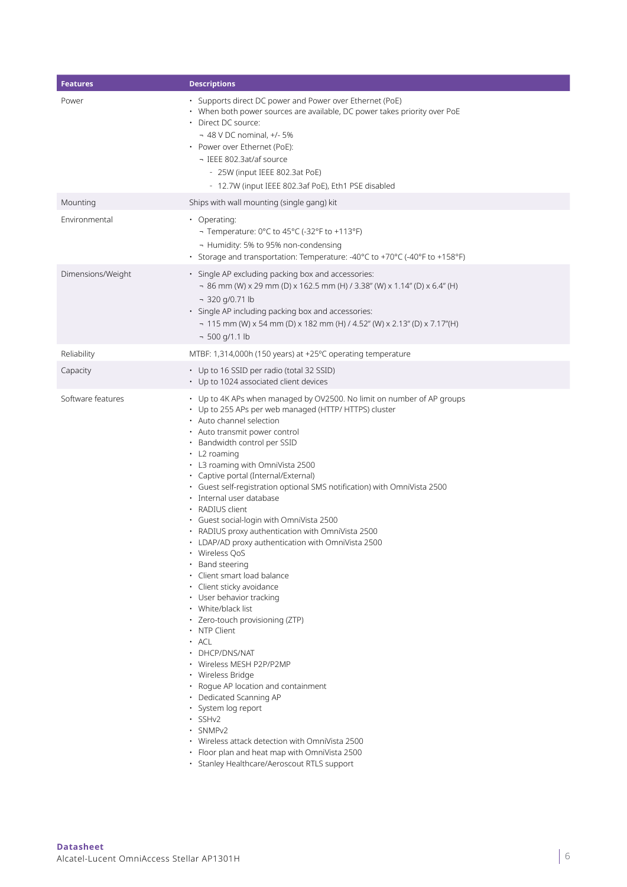| Features | Descriptions |
| --- | --- |
| Power | • Supports direct DC power and Power over Ethernet (PoE)<br>• When both power sources are available, DC power takes priority over PoE<br>• Direct DC source:<br>¬ 48 V DC nominal, +/- 5%<br>• Power over Ethernet (PoE):<br>¬ IEEE 802.3at/af source<br>- 25W (input IEEE 802.3at PoE)<br>- 12.7W (input IEEE 802.3af PoE), Eth1 PSE disabled |
| Mounting | Ships with wall mounting (single gang) kit |
| Environmental | • Operating:<br>¬ Temperature: 0°C to 45°C (-32°F to +113°F)<br>¬ Humidity: 5% to 95% non-condensing<br>• Storage and transportation: Temperature: -40°C to +70°C (-40°F to +158°F) |
| Dimensions/Weight | • Single AP excluding packing box and accessories:<br>¬ 86 mm (W) x 29 mm (D) x 162.5 mm (H) / 3.38" (W) x 1.14" (D) x 6.4" (H)<br>¬ 320 g/0.71 lb<br>• Single AP including packing box and accessories:<br>¬ 115 mm (W) x 54 mm (D) x 182 mm (H) / 4.52" (W) x 2.13" (D) x 7.17"(H)<br>¬ 500 g/1.1 lb |
| Reliability | MTBF: 1,314,000h (150 years) at +25ºC operating temperature |
| Capacity | • Up to 16 SSID per radio (total 32 SSID)<br>• Up to 1024 associated client devices |
| Software features | • Up to 4K APs when managed by OV2500. No limit on number of AP groups<br>• Up to 255 APs per web managed (HTTP/ HTTPS) cluster<br>• Auto channel selection<br>• Auto transmit power control<br>• Bandwidth control per SSID<br>• L2 roaming<br>• L3 roaming with OmniVista 2500<br>• Captive portal (Internal/External)<br>• Guest self-registration optional SMS notification) with OmniVista 2500<br>• Internal user database<br>• RADIUS client<br>• Guest social-login with OmniVista 2500<br>• RADIUS proxy authentication with OmniVista 2500<br>• LDAP/AD proxy authentication with OmniVista 2500<br>• Wireless QoS<br>• Band steering<br>• Client smart load balance<br>• Client sticky avoidance<br>• User behavior tracking<br>• White/black list<br>• Zero-touch provisioning (ZTP)<br>• NTP Client<br>• ACL<br>• DHCP/DNS/NAT<br>• Wireless MESH P2P/P2MP<br>• Wireless Bridge<br>• Rogue AP location and containment<br>• Dedicated Scanning AP<br>• System log report<br>• SSHv2<br>• SNMPv2<br>• Wireless attack detection with OmniVista 2500<br>• Floor plan and heat map with OmniVista 2500<br>• Stanley Healthcare/Aeroscout RTLS support |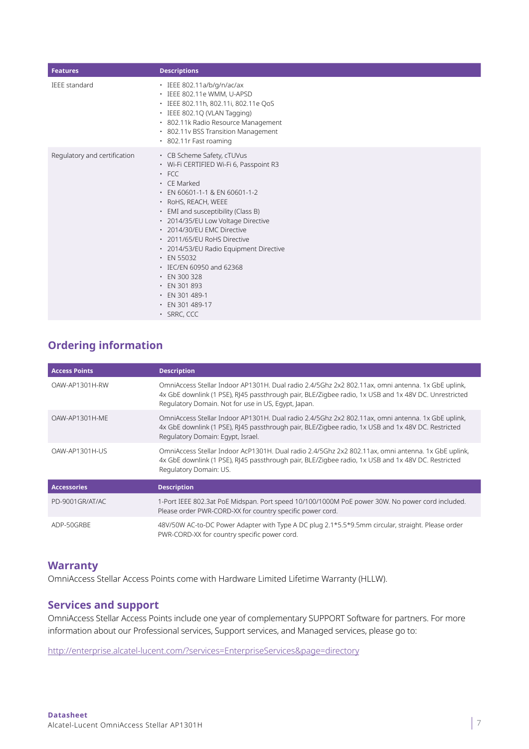| Features | Descriptions |
| --- | --- |
| IEEE standard | • IEEE 802.11a/b/g/n/ac/ax<br>• IEEE 802.11e WMM, U-APSD<br>• IEEE 802.11h, 802.11i, 802.11e QoS<br>• IEEE 802.1Q (VLAN Tagging)<br>• 802.11k Radio Resource Management<br>• 802.11v BSS Transition Management<br>• 802.11r Fast roaming |
| Regulatory and certification | • CB Scheme Safety, cTUVus<br>• Wi-Fi CERTIFIED Wi-Fi 6, Passpoint R3<br>• FCC<br>• CE Marked<br>• EN 60601-1-1 & EN 60601-1-2<br>• RoHS, REACH, WEEE<br>• EMI and susceptibility (Class B)<br>• 2014/35/EU Low Voltage Directive<br>• 2014/30/EU EMC Directive<br>• 2011/65/EU RoHS Directive<br>• 2014/53/EU Radio Equipment Directive<br>• EN 55032<br>• IEC/EN 60950 and 62368<br>• EN 300 328<br>• EN 301 893<br>• EN 301 489-1<br>• EN 301 489-17<br>• SRRC, CCC |

## Ordering information

| Access Points | Description |
| --- | --- |
| OAW-AP1301H-RW | OmniAccess Stellar Indoor AP1301H. Dual radio 2.4/5Ghz 2x2 802.11ax, omni antenna. 1x GbE uplink, 4x GbE downlink (1 PSE), RJ45 passthrough pair, BLE/Zigbee radio, 1x USB and 1x 48V DC. Unrestricted Regulatory Domain. Not for use in US, Egypt, Japan. |
| OAW-AP1301H-ME | OmniAccess Stellar Indoor AP1301H. Dual radio 2.4/5Ghz 2x2 802.11ax, omni antenna. 1x GbE uplink, 4x GbE downlink (1 PSE), RJ45 passthrough pair, BLE/Zigbee radio, 1x USB and 1x 48V DC. Restricted Regulatory Domain: Egypt, Israel. |
| OAW-AP1301H-US | OmniAccess Stellar Indoor AcP1301H. Dual radio 2.4/5Ghz 2x2 802.11ax, omni antenna. 1x GbE uplink, 4x GbE downlink (1 PSE), RJ45 passthrough pair, BLE/Zigbee radio, 1x USB and 1x 48V DC. Restricted Regulatory Domain: US. |
| **Accessories** | **Description** |
| PD-9001GR/AT/AC | 1-Port IEEE 802.3at PoE Midspan. Port speed 10/100/1000M PoE power 30W. No power cord included. Please order PWR-CORD-XX for country specific power cord. |
| ADP-50GRBE | 48V/50W AC-to-DC Power Adapter with Type A DC plug 2.1*5.5*9.5mm circular, straight. Please order PWR-CORD-XX for country specific power cord. |

## Warranty

OmniAccess Stellar Access Points come with Hardware Limited Lifetime Warranty (HLLW).

## Services and support

OmniAccess Stellar Access Points include one year of complementary SUPPORT Software for partners. For more information about our Professional services, Support services, and Managed services, please go to:

http://enterprise.alcatel-lucent.com/?services=EnterpriseServices&page=directory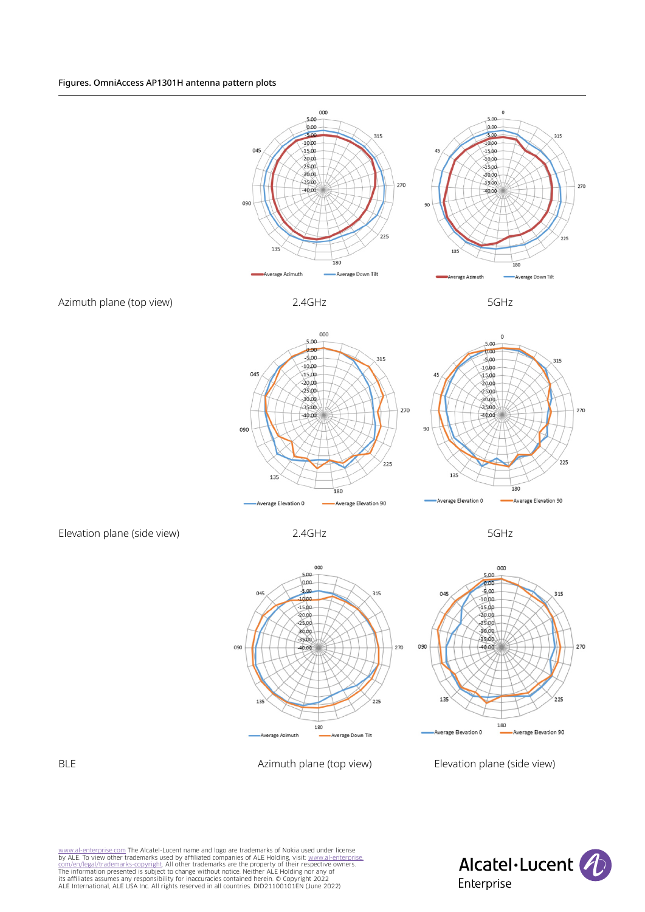**Figures. OmniAccess AP1301H antenna pattern plots**

Azimuth plane (top view)

2.4GHz

000
315
270
225
180
135
090
045
5.00
0.00
-5.00
-10.00
-15.00
-20.00
-25.00
-30.00
-35.00
-40.00

Average Azimuth
Average Down Tilt

5GHz

0
315
270
225
180
135
90
45
5.00
0.00
-5.00
-10.00
-15.00
-20.00
-25.00
-30.00
-35.00
-40.00

Average Azimuth
Average Down Tilt

Elevation plane (side view)

2.4GHz

000
315
270
225
180
135
090
045
5.00
0.00
-5.00
-10.00
-15.00
-20.00
-25.00
-30.00
-35.00
-40.00

Average Elevation 0
Average Elevation 90

5GHz

0
315
270
225
180
135
90
45
5.00
0.00
-5.00
-10.00
-15.00
-20.00
-25.00
-30.00
-35.00
-40.00

Average Elevation 0
Average Elevation 90

BLE

Azimuth plane (top view)

000
315
270
225
180
135
090
045
5.00
0.00
-5.00
-10.00
-15.00
-20.00
-25.00
-30.00
-35.00
-40.00

Average Azimuth
Average Down Tilt

Elevation plane (side view)

000
315
270
225
180
135
090
045
5.00
0.00
-5.00
-10.00
-15.00
-20.00
-25.00
-30.00
-35.00
-40.00

Average Elevation 0
Average Elevation 90

www.al-enterprise.com The Alcatel-Lucent name and logo are trademarks of Nokia used under license by ALE. To view other trademarks used by affiliated companies of ALE Holding, visit: www.al-enterprise.com/en/legal/trademarks-copyright. All other trademarks are the property of their respective owners. The information presented is subject to change without notice. Neither ALE Holding nor any of its affiliates assumes any responsibility for inaccuracies contained herein. © Copyright 2022 ALE International, ALE USA Inc. All rights reserved in all countries. DID21100101EN (June 2022)

Alcatel·Lucent Enterprise